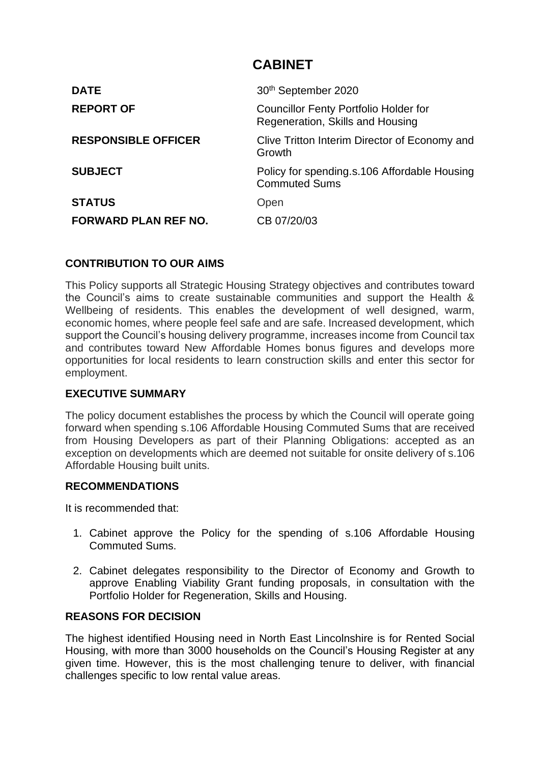# CABINET

| | |
|---|---|
| **DATE** | 30th September 2020 |
| **REPORT OF** | Councillor Fenty Portfolio Holder for Regeneration, Skills and Housing |
| **RESPONSIBLE OFFICER** | Clive Tritton Interim Director of Economy and Growth |
| **SUBJECT** | Policy for spending.s.106 Affordable Housing Commuted Sums |
| **STATUS** | Open |
| **FORWARD PLAN REF NO.** | CB 07/20/03 |

## CONTRIBUTION TO OUR AIMS

This Policy supports all Strategic Housing Strategy objectives and contributes toward the Council's aims to create sustainable communities and support the Health & Wellbeing of residents. This enables the development of well designed, warm, economic homes, where people feel safe and are safe. Increased development, which support the Council's housing delivery programme, increases income from Council tax and contributes toward New Affordable Homes bonus figures and develops more opportunities for local residents to learn construction skills and enter this sector for employment.

## EXECUTIVE SUMMARY

The policy document establishes the process by which the Council will operate going forward when spending s.106 Affordable Housing Commuted Sums that are received from Housing Developers as part of their Planning Obligations: accepted as an exception on developments which are deemed not suitable for onsite delivery of s.106 Affordable Housing built units.

## RECOMMENDATIONS

It is recommended that:

1. Cabinet approve the Policy for the spending of s.106 Affordable Housing Commuted Sums.
2. Cabinet delegates responsibility to the Director of Economy and Growth to approve Enabling Viability Grant funding proposals, in consultation with the Portfolio Holder for Regeneration, Skills and Housing.

## REASONS FOR DECISION

The highest identified Housing need in North East Lincolnshire is for Rented Social Housing, with more than 3000 households on the Council's Housing Register at any given time. However, this is the most challenging tenure to deliver, with financial challenges specific to low rental value areas.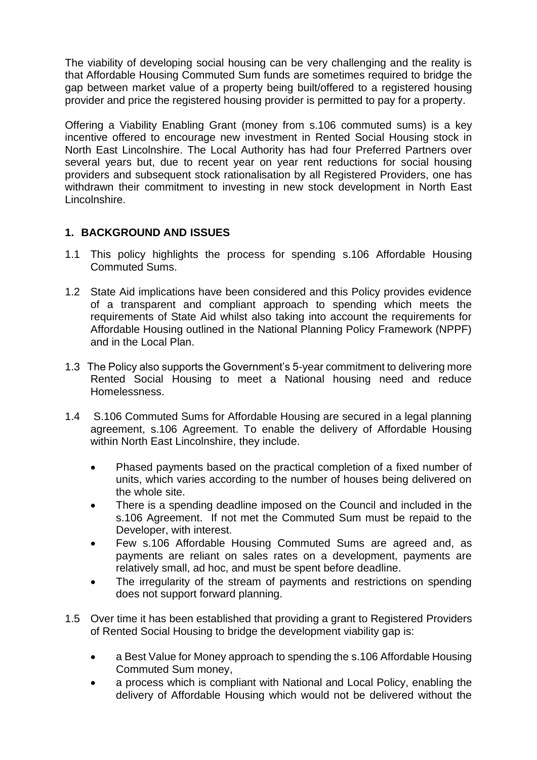The viability of developing social housing can be very challenging and the reality is that Affordable Housing Commuted Sum funds are sometimes required to bridge the gap between market value of a property being built/offered to a registered housing provider and price the registered housing provider is permitted to pay for a property.

Offering a Viability Enabling Grant (money from s.106 commuted sums) is a key incentive offered to encourage new investment in Rented Social Housing stock in North East Lincolnshire. The Local Authority has had four Preferred Partners over several years but, due to recent year on year rent reductions for social housing providers and subsequent stock rationalisation by all Registered Providers, one has withdrawn their commitment to investing in new stock development in North East Lincolnshire.

## 1. BACKGROUND AND ISSUES

1.1 This policy highlights the process for spending s.106 Affordable Housing Commuted Sums.

1.2 State Aid implications have been considered and this Policy provides evidence of a transparent and compliant approach to spending which meets the requirements of State Aid whilst also taking into account the requirements for Affordable Housing outlined in the National Planning Policy Framework (NPPF) and in the Local Plan.

1.3 The Policy also supports the Government's 5-year commitment to delivering more Rented Social Housing to meet a National housing need and reduce Homelessness.

1.4 S.106 Commuted Sums for Affordable Housing are secured in a legal planning agreement, s.106 Agreement. To enable the delivery of Affordable Housing within North East Lincolnshire, they include.

- Phased payments based on the practical completion of a fixed number of units, which varies according to the number of houses being delivered on the whole site.
- There is a spending deadline imposed on the Council and included in the s.106 Agreement. If not met the Commuted Sum must be repaid to the Developer, with interest.
- Few s.106 Affordable Housing Commuted Sums are agreed and, as payments are reliant on sales rates on a development, payments are relatively small, ad hoc, and must be spent before deadline.
- The irregularity of the stream of payments and restrictions on spending does not support forward planning.

1.5 Over time it has been established that providing a grant to Registered Providers of Rented Social Housing to bridge the development viability gap is:

- a Best Value for Money approach to spending the s.106 Affordable Housing Commuted Sum money,
- a process which is compliant with National and Local Policy, enabling the delivery of Affordable Housing which would not be delivered without the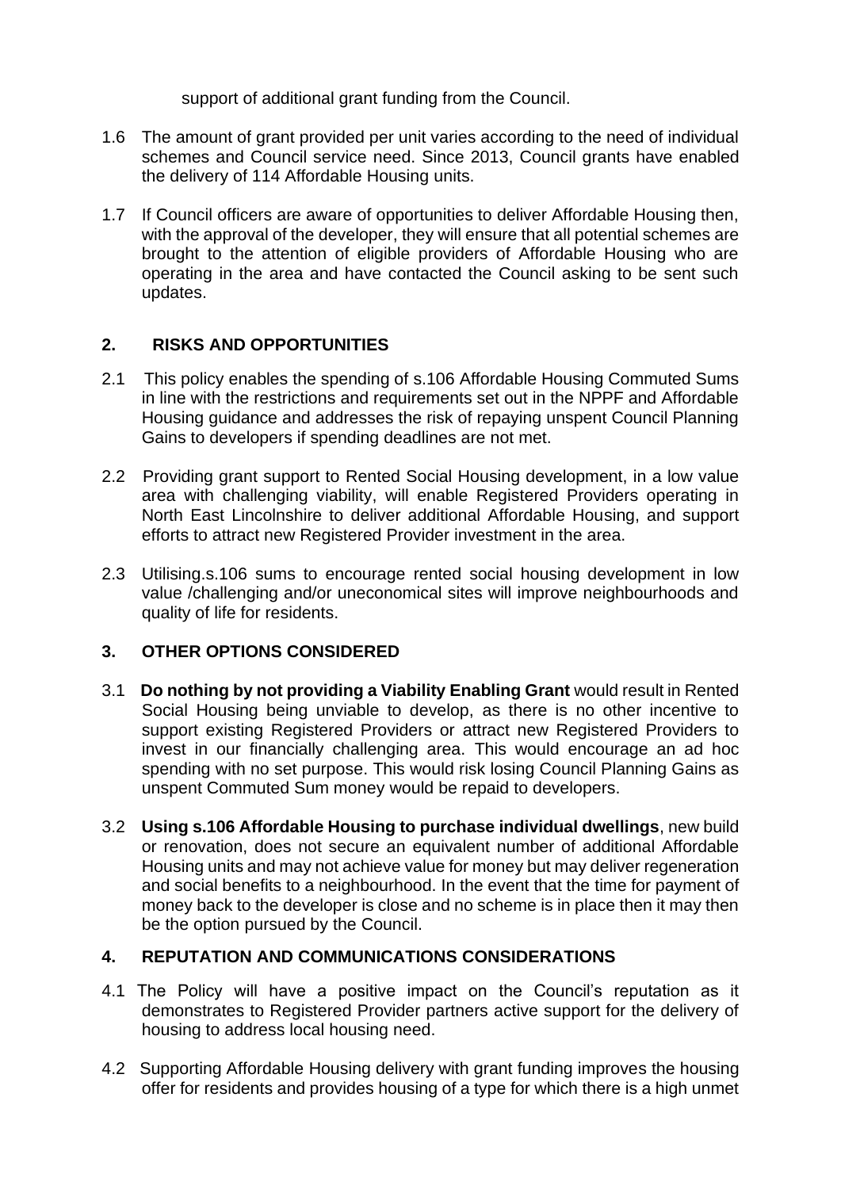support of additional grant funding from the Council.

1.6 The amount of grant provided per unit varies according to the need of individual schemes and Council service need. Since 2013, Council grants have enabled the delivery of 114 Affordable Housing units.

1.7 If Council officers are aware of opportunities to deliver Affordable Housing then, with the approval of the developer, they will ensure that all potential schemes are brought to the attention of eligible providers of Affordable Housing who are operating in the area and have contacted the Council asking to be sent such updates.

## 2. RISKS AND OPPORTUNITIES

2.1 This policy enables the spending of s.106 Affordable Housing Commuted Sums in line with the restrictions and requirements set out in the NPPF and Affordable Housing guidance and addresses the risk of repaying unspent Council Planning Gains to developers if spending deadlines are not met.

2.2 Providing grant support to Rented Social Housing development, in a low value area with challenging viability, will enable Registered Providers operating in North East Lincolnshire to deliver additional Affordable Housing, and support efforts to attract new Registered Provider investment in the area.

2.3 Utilising.s.106 sums to encourage rented social housing development in low value /challenging and/or uneconomical sites will improve neighbourhoods and quality of life for residents.

## 3. OTHER OPTIONS CONSIDERED

3.1 **Do nothing by not providing a Viability Enabling Grant** would result in Rented Social Housing being unviable to develop, as there is no other incentive to support existing Registered Providers or attract new Registered Providers to invest in our financially challenging area. This would encourage an ad hoc spending with no set purpose. This would risk losing Council Planning Gains as unspent Commuted Sum money would be repaid to developers.

3.2 **Using s.106 Affordable Housing to purchase individual dwellings**, new build or renovation, does not secure an equivalent number of additional Affordable Housing units and may not achieve value for money but may deliver regeneration and social benefits to a neighbourhood. In the event that the time for payment of money back to the developer is close and no scheme is in place then it may then be the option pursued by the Council.

## 4. REPUTATION AND COMMUNICATIONS CONSIDERATIONS

4.1 The Policy will have a positive impact on the Council's reputation as it demonstrates to Registered Provider partners active support for the delivery of housing to address local housing need.

4.2 Supporting Affordable Housing delivery with grant funding improves the housing offer for residents and provides housing of a type for which there is a high unmet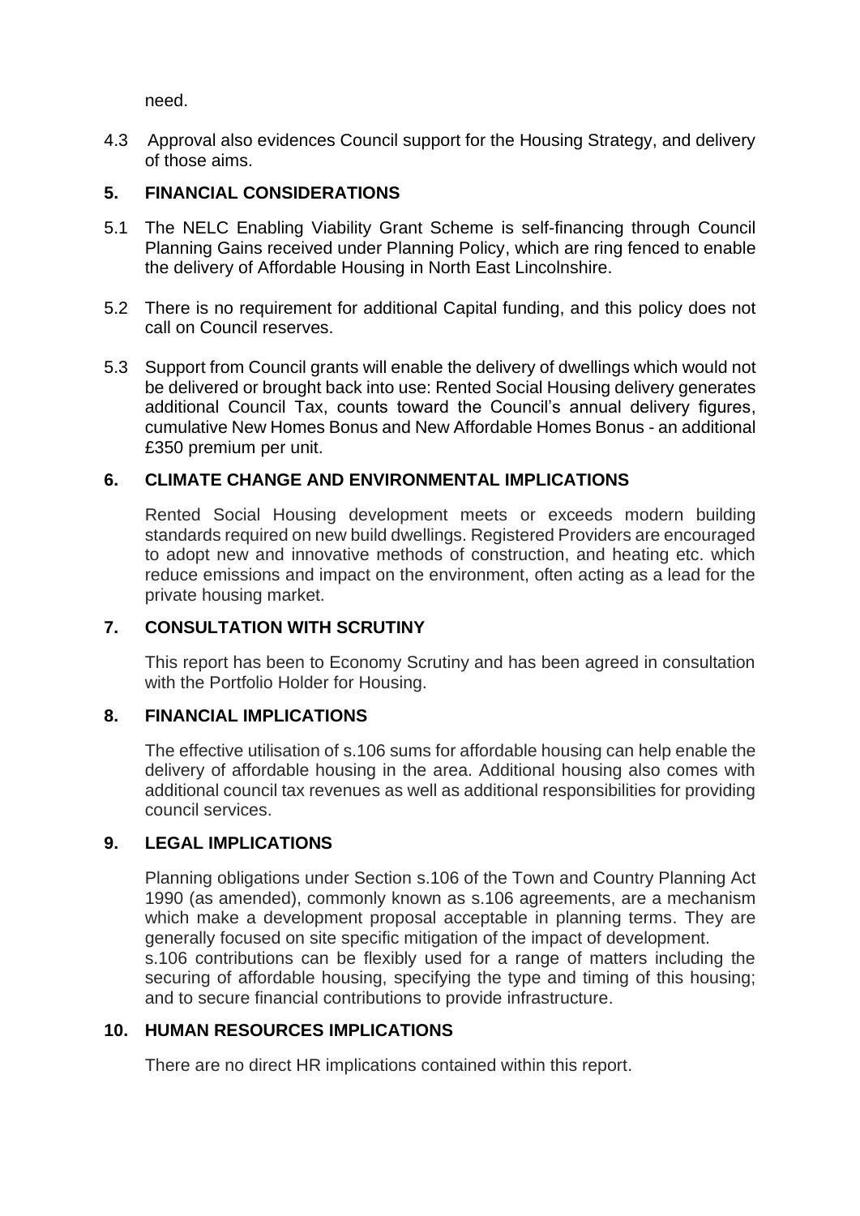need.

4.3 Approval also evidences Council support for the Housing Strategy, and delivery of those aims.

## 5. FINANCIAL CONSIDERATIONS

5.1 The NELC Enabling Viability Grant Scheme is self-financing through Council Planning Gains received under Planning Policy, which are ring fenced to enable the delivery of Affordable Housing in North East Lincolnshire.

5.2 There is no requirement for additional Capital funding, and this policy does not call on Council reserves.

5.3 Support from Council grants will enable the delivery of dwellings which would not be delivered or brought back into use: Rented Social Housing delivery generates additional Council Tax, counts toward the Council's annual delivery figures, cumulative New Homes Bonus and New Affordable Homes Bonus - an additional £350 premium per unit.

## 6. CLIMATE CHANGE AND ENVIRONMENTAL IMPLICATIONS

Rented Social Housing development meets or exceeds modern building standards required on new build dwellings. Registered Providers are encouraged to adopt new and innovative methods of construction, and heating etc. which reduce emissions and impact on the environment, often acting as a lead for the private housing market.

## 7. CONSULTATION WITH SCRUTINY

This report has been to Economy Scrutiny and has been agreed in consultation with the Portfolio Holder for Housing.

## 8. FINANCIAL IMPLICATIONS

The effective utilisation of s.106 sums for affordable housing can help enable the delivery of affordable housing in the area. Additional housing also comes with additional council tax revenues as well as additional responsibilities for providing council services.

## 9. LEGAL IMPLICATIONS

Planning obligations under Section s.106 of the Town and Country Planning Act 1990 (as amended), commonly known as s.106 agreements, are a mechanism which make a development proposal acceptable in planning terms. They are generally focused on site specific mitigation of the impact of development.
s.106 contributions can be flexibly used for a range of matters including the securing of affordable housing, specifying the type and timing of this housing; and to secure financial contributions to provide infrastructure.

## 10. HUMAN RESOURCES IMPLICATIONS

There are no direct HR implications contained within this report.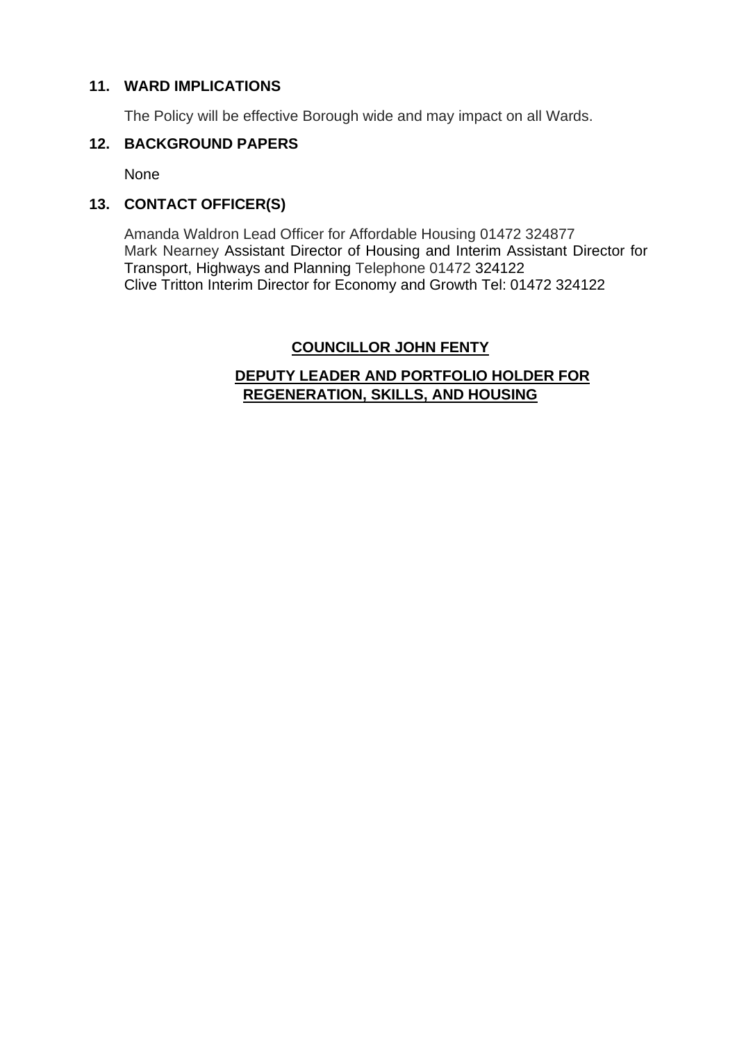## 11. WARD IMPLICATIONS

The Policy will be effective Borough wide and may impact on all Wards.

## 12. BACKGROUND PAPERS

None

## 13. CONTACT OFFICER(S)

Amanda Waldron Lead Officer for Affordable Housing 01472 324877
Mark Nearney Assistant Director of Housing and Interim Assistant Director for Transport, Highways and Planning Telephone 01472 324122
Clive Tritton Interim Director for Economy and Growth Tel: 01472 324122

**COUNCILLOR JOHN FENTY**

**DEPUTY LEADER AND PORTFOLIO HOLDER FOR REGENERATION, SKILLS, AND HOUSING**